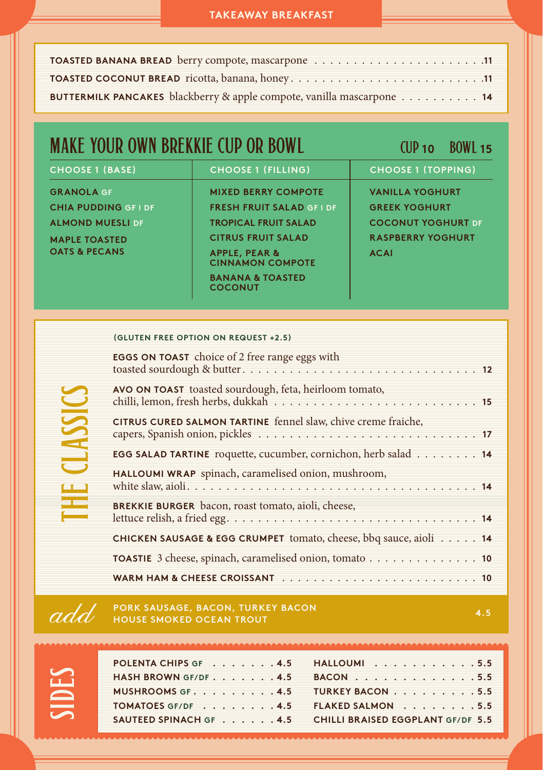# TAKEAWAY BREAKFAST

**TOASTED BANANA BREAD** berry compote, mascarpone ..... 11

**TOASTED COCONUT BREAD** ricotta, banana, honey ..... 11

**BUTTERMILK PANCAKES** blackberry & apple compote, vanilla mascarpone ..... 14

## MAKE YOUR OWN BREKKIE CUP OR BOWL

CUP 10 BOWL 15

| CHOOSE 1 (BASE) | CHOOSE 1 (FILLING) | CHOOSE 1 (TOPPING) |
|---|---|---|
| GRANOLA GF | MIXED BERRY COMPOTE | VANILLA YOGHURT |
| CHIA PUDDING GF I DF | FRESH FRUIT SALAD GF I DF | GREEK YOGHURT |
| ALMOND MUESLI DF | TROPICAL FRUIT SALAD | COCONUT YOGHURT DF |
| MAPLE TOASTED OATS & PECANS | CITRUS FRUIT SALAD | RASPBERRY YOGHURT |
| | APPLE, PEAR & CINNAMON COMPOTE | ACAI |
| | BANANA & TOASTED COCONUT | |

## THE CLASSICS

**(GLUTEN FREE OPTION ON REQUEST +2.5)**

**EGGS ON TOAST** choice of 2 free range eggs with toasted sourdough & butter ..... 12

**AVO ON TOAST** toasted sourdough, feta, heirloom tomato, chilli, lemon, fresh herbs, dukkah ..... 15

**CITRUS CURED SALMON TARTINE** fennel slaw, chive creme fraiche, capers, Spanish onion, pickles ..... 17

**EGG SALAD TARTINE** roquette, cucumber, cornichon, herb salad ..... 14

**HALLOUMI WRAP** spinach, caramelised onion, mushroom, white slaw, aioli ..... 14

**BREKKIE BURGER** bacon, roast tomato, aioli, cheese, lettuce relish, a fried egg ..... 14

**CHICKEN SAUSAGE & EGG CRUMPET** tomato, cheese, bbq sauce, aioli ..... 14

**TOASTIE** 3 cheese, spinach, caramelised onion, tomato ..... 10

**WARM HAM & CHEESE CROISSANT** ..... 10

*add* **PORK SAUSAGE, BACON, TURKEY BACON**
**HOUSE SMOKED OCEAN TROUT** ..... 4.5

## SIDES

| | | | |
|---|---|---|---|
| POLENTA CHIPS GF | 4.5 | HALLOUMI | 5.5 |
| HASH BROWN GF/DF | 4.5 | BACON | 5.5 |
| MUSHROOMS GF | 4.5 | TURKEY BACON | 5.5 |
| TOMATOES GF/DF | 4.5 | FLAKED SALMON | 5.5 |
| SAUTEED SPINACH GF | 4.5 | CHILLI BRAISED EGGPLANT GF/DF | 5.5 |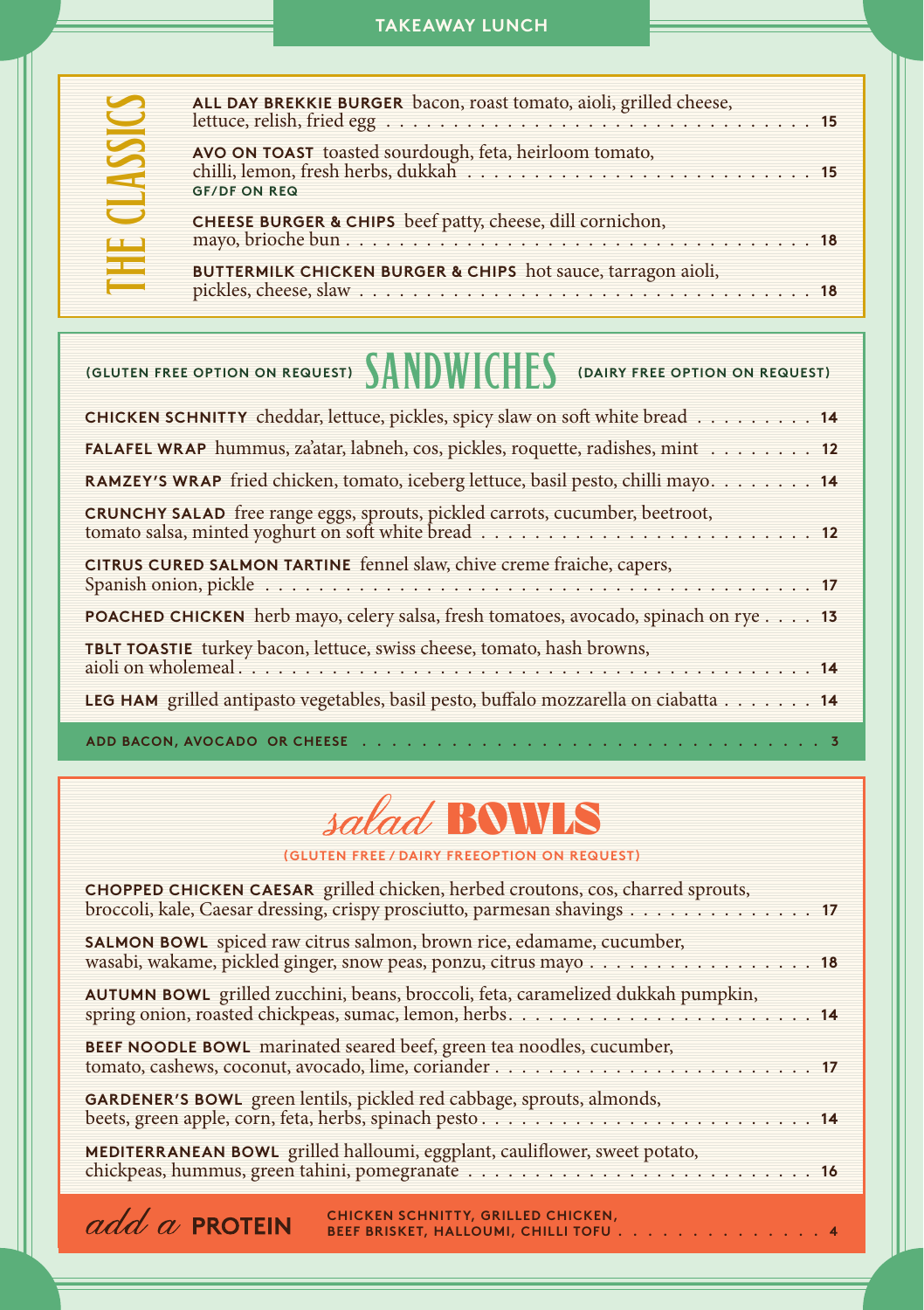# TAKEAWAY LUNCH

## THE CLASSICS

**ALL DAY BREKKIE BURGER** bacon, roast tomato, aioli, grilled cheese, lettuce, relish, fried egg . . . 15

**AVO ON TOAST** toasted sourdough, feta, heirloom tomato, chilli, lemon, fresh herbs, dukkah . . . 15
**GF/DF ON REQ**

**CHEESE BURGER & CHIPS** beef patty, cheese, dill cornichon, mayo, brioche bun . . . 18

**BUTTERMILK CHICKEN BURGER & CHIPS** hot sauce, tarragon aioli, pickles, cheese, slaw . . . 18

## SANDWICHES

**(GLUTEN FREE OPTION ON REQUEST)** **(DAIRY FREE OPTION ON REQUEST)**

**CHICKEN SCHNITTY** cheddar, lettuce, pickles, spicy slaw on soft white bread . . . 14

**FALAFEL WRAP** hummus, za'atar, labneh, cos, pickles, roquette, radishes, mint . . . 12

**RAMZEY'S WRAP** fried chicken, tomato, iceberg lettuce, basil pesto, chilli mayo. . . . 14

**CRUNCHY SALAD** free range eggs, sprouts, pickled carrots, cucumber, beetroot, tomato salsa, minted yoghurt on soft white bread . . . 12

**CITRUS CURED SALMON TARTINE** fennel slaw, chive creme fraiche, capers, Spanish onion, pickle . . . 17

**POACHED CHICKEN** herb mayo, celery salsa, fresh tomatoes, avocado, spinach on rye . . . 13

**TBLT TOASTIE** turkey bacon, lettuce, swiss cheese, tomato, hash browns, aioli on wholemeal . . . 14

**LEG HAM** grilled antipasto vegetables, basil pesto, buffalo mozzarella on ciabatta . . . 14

**ADD BACON, AVOCADO OR CHEESE** . . . 3

## *salad* BOWLS

**(GLUTEN FREE / DAIRY FREEOPTION ON REQUEST)**

**CHOPPED CHICKEN CAESAR** grilled chicken, herbed croutons, cos, charred sprouts, broccoli, kale, Caesar dressing, crispy prosciutto, parmesan shavings . . . 17

**SALMON BOWL** spiced raw citrus salmon, brown rice, edamame, cucumber, wasabi, wakame, pickled ginger, snow peas, ponzu, citrus mayo . . . 18

**AUTUMN BOWL** grilled zucchini, beans, broccoli, feta, caramelized dukkah pumpkin, spring onion, roasted chickpeas, sumac, lemon, herbs. . . . 14

**BEEF NOODLE BOWL** marinated seared beef, green tea noodles, cucumber, tomato, cashews, coconut, avocado, lime, coriander . . . 17

**GARDENER'S BOWL** green lentils, pickled red cabbage, sprouts, almonds, beets, green apple, corn, feta, herbs, spinach pesto . . . 14

**MEDITERRANEAN BOWL** grilled halloumi, eggplant, cauliflower, sweet potato, chickpeas, hummus, green tahini, pomegranate . . . 16

*add a* **PROTEIN** **CHICKEN SCHNITTY, GRILLED CHICKEN, BEEF BRISKET, HALLOUMI, CHILLI TOFU** . . . 4